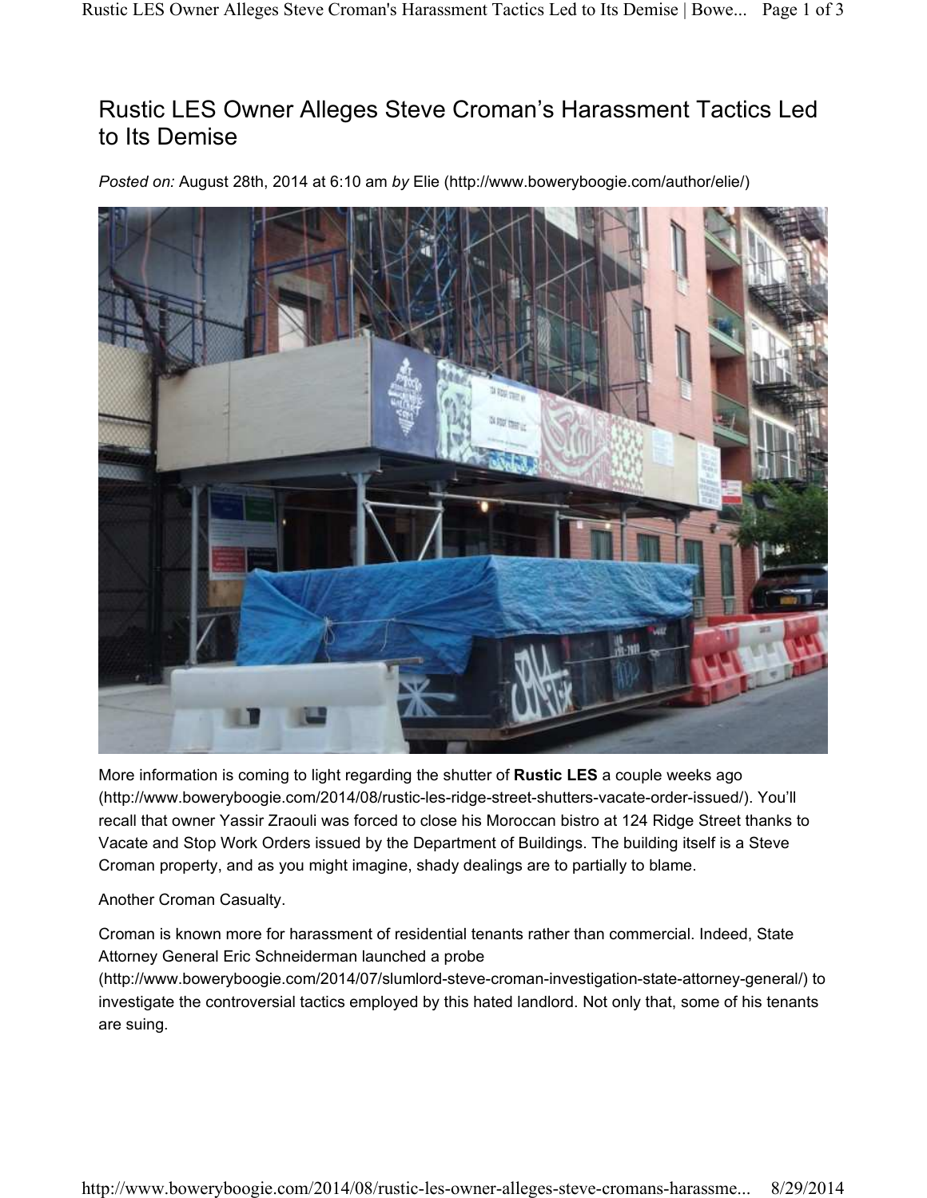# Rustic LES Owner Alleges Steve Croman's Harassment Tactics Led to Its Demise

*Posted on:* August 28th, 2014 at 6:10 am *by* Elie (http://www.boweryboogie.com/author/elie/)

More information is coming to light regarding the shutter of **Rustic LES** a couple weeks ago (http://www.boweryboogie.com/2014/08/rustic-les-ridge-street-shutters-vacate-order-issued/). You'll recall that owner Yassir Zraouli was forced to close his Moroccan bistro at 124 Ridge Street thanks to Vacate and Stop Work Orders issued by the Department of Buildings. The building itself is a Steve Croman property, and as you might imagine, shady dealings are to partially to blame.

Another Croman Casualty.

Croman is known more for harassment of residential tenants rather than commercial. Indeed, State Attorney General Eric Schneiderman launched a probe (http://www.boweryboogie.com/2014/07/slumlord-steve-croman-investigation-state-attorney-general/) to investigate the controversial tactics employed by this hated landlord. Not only that, some of his tenants are suing.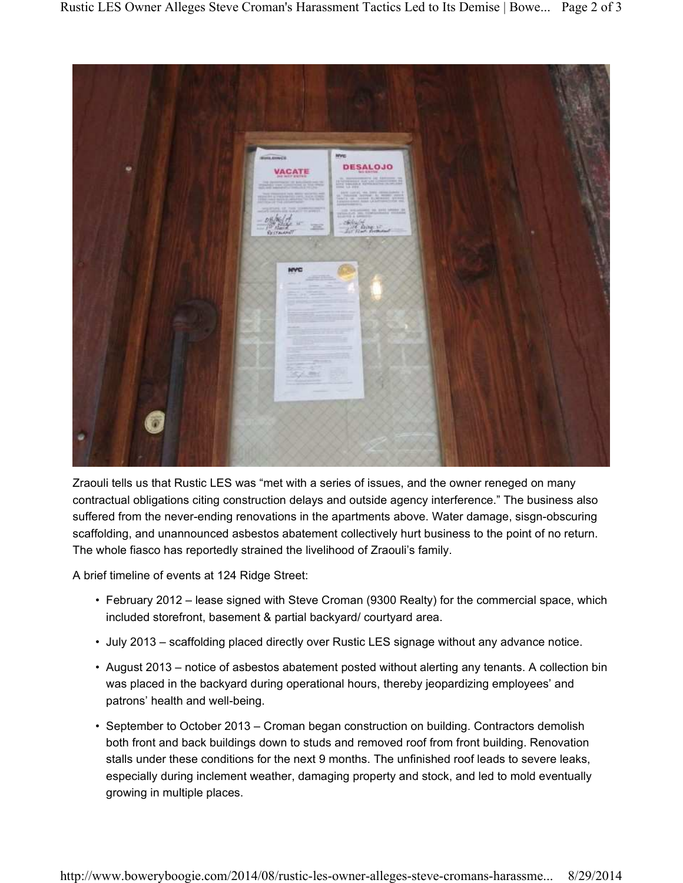Zraouli tells us that Rustic LES was "met with a series of issues, and the owner reneged on many contractual obligations citing construction delays and outside agency interference." The business also suffered from the never-ending renovations in the apartments above. Water damage, sisgn-obscuring scaffolding, and unannounced asbestos abatement collectively hurt business to the point of no return. The whole fiasco has reportedly strained the livelihood of Zraouli's family.

A brief timeline of events at 124 Ridge Street:

- February 2012 – lease signed with Steve Croman (9300 Realty) for the commercial space, which included storefront, basement & partial backyard/ courtyard area.
- July 2013 – scaffolding placed directly over Rustic LES signage without any advance notice.
- August 2013 – notice of asbestos abatement posted without alerting any tenants. A collection bin was placed in the backyard during operational hours, thereby jeopardizing employees' and patrons' health and well-being.
- September to October 2013 – Croman began construction on building. Contractors demolish both front and back buildings down to studs and removed roof from front building. Renovation stalls under these conditions for the next 9 months. The unfinished roof leads to severe leaks, especially during inclement weather, damaging property and stock, and led to mold eventually growing in multiple places.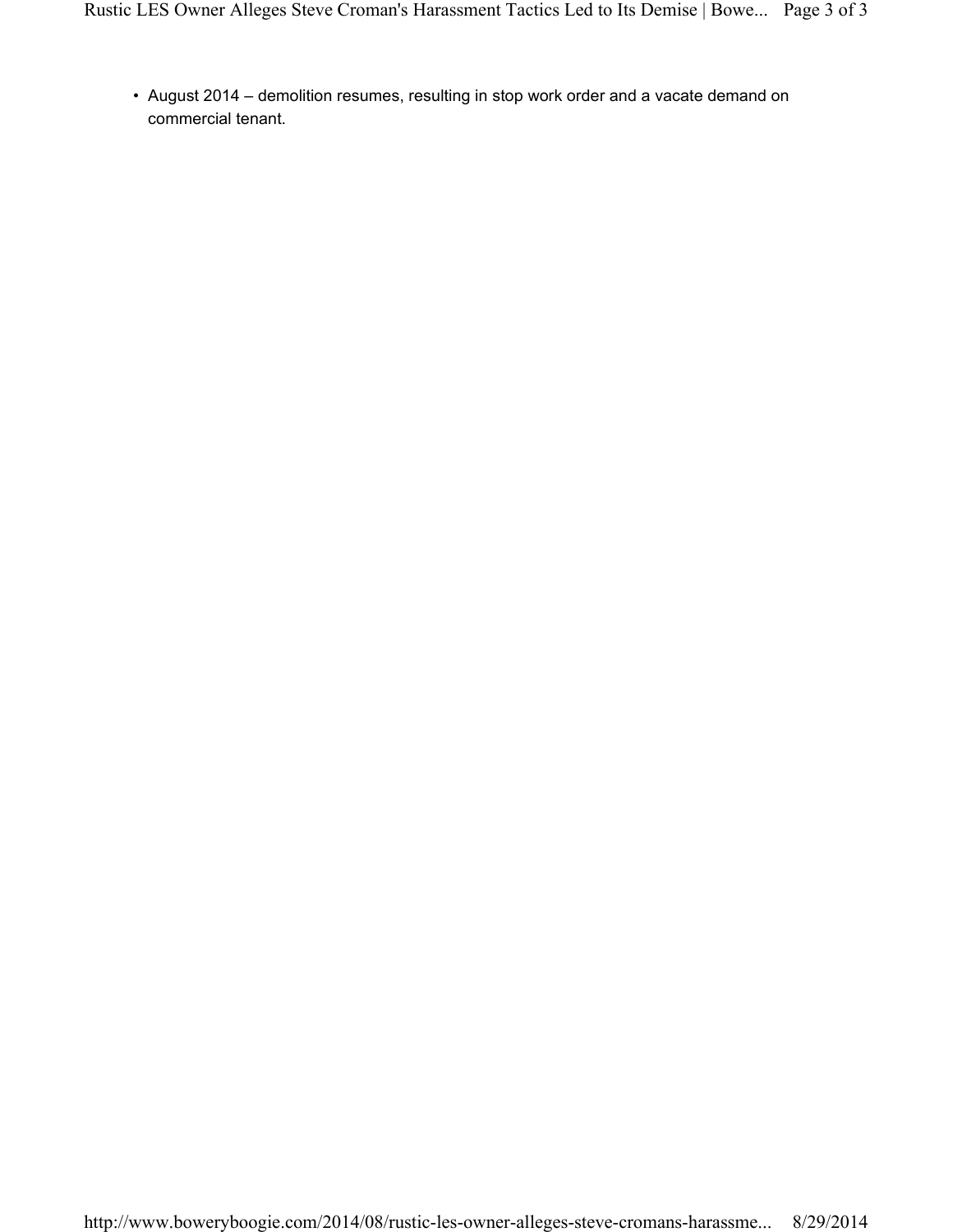- August 2014 – demolition resumes, resulting in stop work order and a vacate demand on commercial tenant.